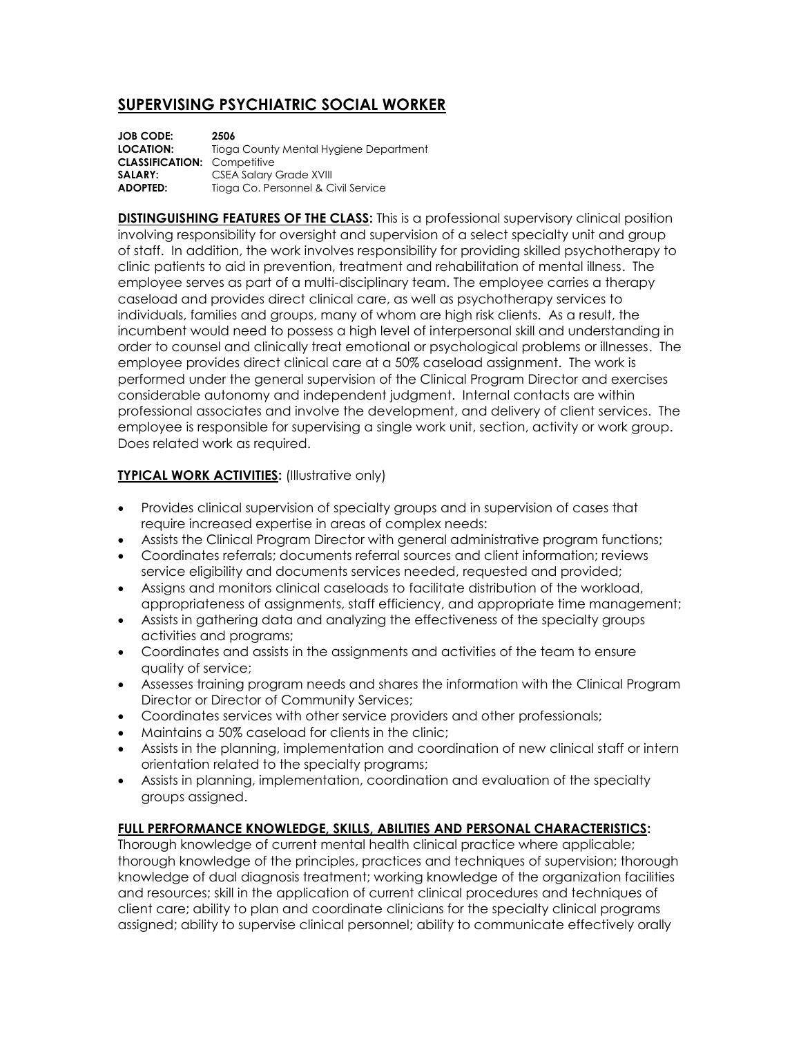# SUPERVISING PSYCHIATRIC SOCIAL WORKER

**JOB CODE:** **2506**
**LOCATION:** Tioga County Mental Hygiene Department
**CLASSIFICATION:** Competitive
**SALARY:** CSEA Salary Grade XVIII
**ADOPTED:** Tioga Co. Personnel & Civil Service

**DISTINGUISHING FEATURES OF THE CLASS:** This is a professional supervisory clinical position involving responsibility for oversight and supervision of a select specialty unit and group of staff. In addition, the work involves responsibility for providing skilled psychotherapy to clinic patients to aid in prevention, treatment and rehabilitation of mental illness. The employee serves as part of a multi-disciplinary team. The employee carries a therapy caseload and provides direct clinical care, as well as psychotherapy services to individuals, families and groups, many of whom are high risk clients. As a result, the incumbent would need to possess a high level of interpersonal skill and understanding in order to counsel and clinically treat emotional or psychological problems or illnesses. The employee provides direct clinical care at a 50% caseload assignment. The work is performed under the general supervision of the Clinical Program Director and exercises considerable autonomy and independent judgment. Internal contacts are within professional associates and involve the development, and delivery of client services. The employee is responsible for supervising a single work unit, section, activity or work group. Does related work as required.

**TYPICAL WORK ACTIVITIES:** (Illustrative only)

- Provides clinical supervision of specialty groups and in supervision of cases that require increased expertise in areas of complex needs:
- Assists the Clinical Program Director with general administrative program functions;
- Coordinates referrals; documents referral sources and client information; reviews service eligibility and documents services needed, requested and provided;
- Assigns and monitors clinical caseloads to facilitate distribution of the workload, appropriateness of assignments, staff efficiency, and appropriate time management;
- Assists in gathering data and analyzing the effectiveness of the specialty groups activities and programs;
- Coordinates and assists in the assignments and activities of the team to ensure quality of service;
- Assesses training program needs and shares the information with the Clinical Program Director or Director of Community Services;
- Coordinates services with other service providers and other professionals;
- Maintains a 50% caseload for clients in the clinic;
- Assists in the planning, implementation and coordination of new clinical staff or intern orientation related to the specialty programs;
- Assists in planning, implementation, coordination and evaluation of the specialty groups assigned.

**FULL PERFORMANCE KNOWLEDGE, SKILLS, ABILITIES AND PERSONAL CHARACTERISTICS:**
Thorough knowledge of current mental health clinical practice where applicable; thorough knowledge of the principles, practices and techniques of supervision; thorough knowledge of dual diagnosis treatment; working knowledge of the organization facilities and resources; skill in the application of current clinical procedures and techniques of client care; ability to plan and coordinate clinicians for the specialty clinical programs assigned; ability to supervise clinical personnel; ability to communicate effectively orally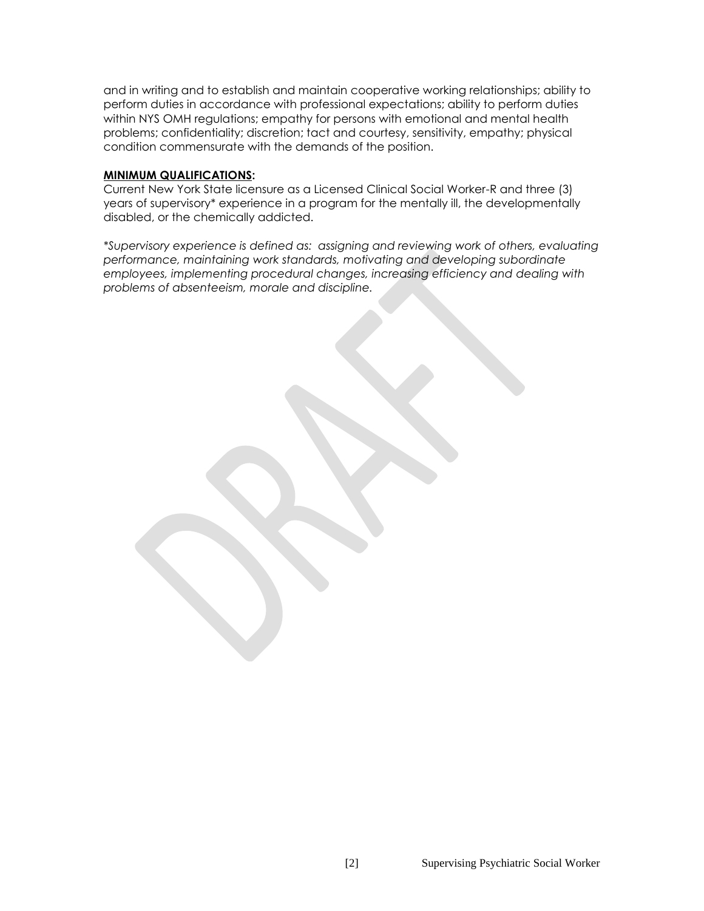and in writing and to establish and maintain cooperative working relationships; ability to perform duties in accordance with professional expectations; ability to perform duties within NYS OMH regulations; empathy for persons with emotional and mental health problems; confidentiality; discretion; tact and courtesy, sensitivity, empathy; physical condition commensurate with the demands of the position.

**MINIMUM QUALIFICATIONS:**

Current New York State licensure as a Licensed Clinical Social Worker-R and three (3) years of supervisory* experience in a program for the mentally ill, the developmentally disabled, or the chemically addicted.

*\*Supervisory experience is defined as: assigning and reviewing work of others, evaluating performance, maintaining work standards, motivating and developing subordinate employees, implementing procedural changes, increasing efficiency and dealing with problems of absenteeism, morale and discipline.*